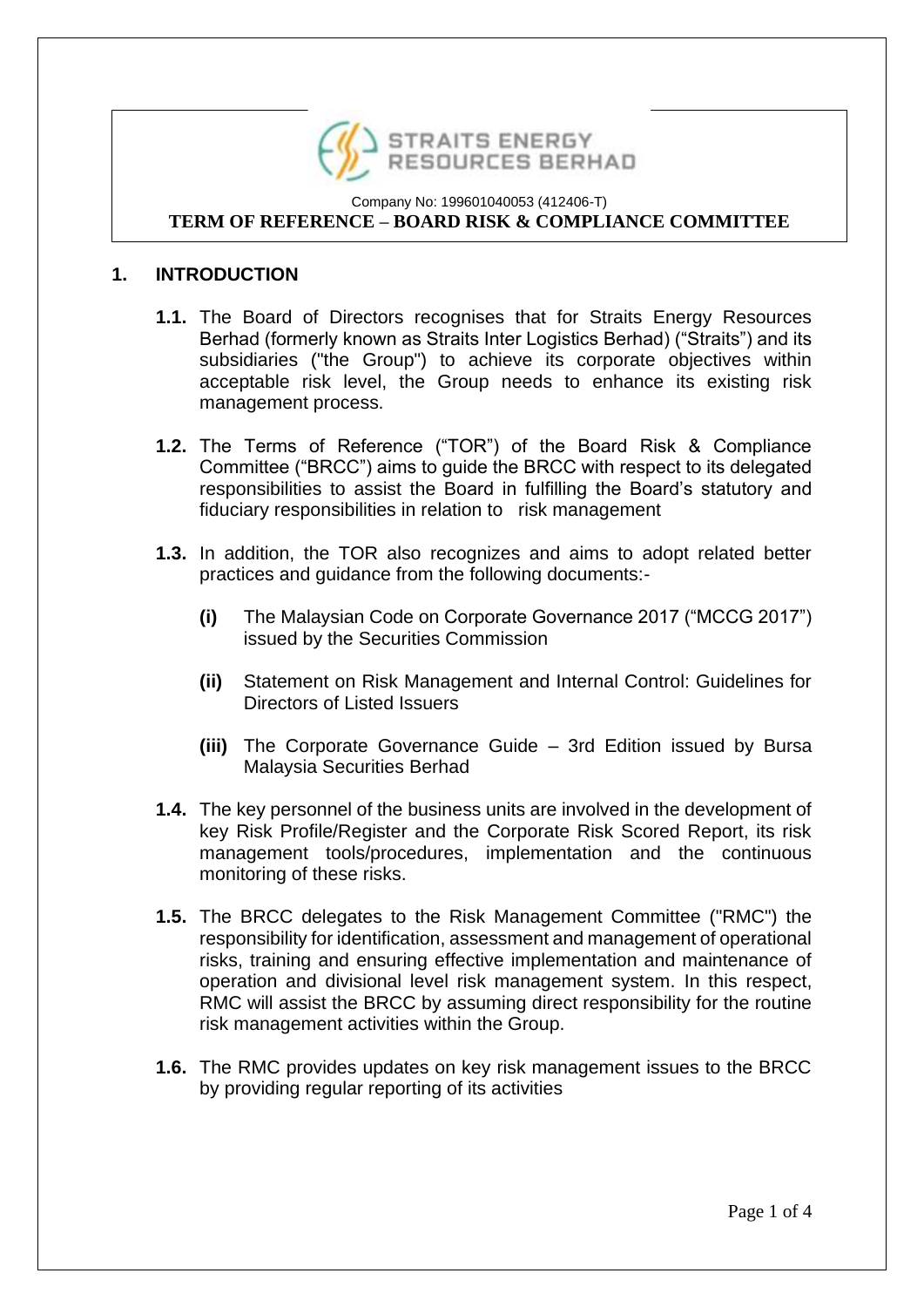**STRAITS ENERGY RESOURCES BERHAD**

Company No: 199601040053 (412406-T)

**TERM OF REFERENCE – BOARD RISK & COMPLIANCE COMMITTEE**

## 1. INTRODUCTION

**1.1.** The Board of Directors recognises that for Straits Energy Resources Berhad (formerly known as Straits Inter Logistics Berhad) ("Straits") and its subsidiaries ("the Group") to achieve its corporate objectives within acceptable risk level, the Group needs to enhance its existing risk management process.

**1.2.** The Terms of Reference ("TOR") of the Board Risk & Compliance Committee ("BRCC") aims to guide the BRCC with respect to its delegated responsibilities to assist the Board in fulfilling the Board's statutory and fiduciary responsibilities in relation to risk management

**1.3.** In addition, the TOR also recognizes and aims to adopt related better practices and guidance from the following documents:-

- **(i)** The Malaysian Code on Corporate Governance 2017 ("MCCG 2017") issued by the Securities Commission
- **(ii)** Statement on Risk Management and Internal Control: Guidelines for Directors of Listed Issuers
- **(iii)** The Corporate Governance Guide – 3rd Edition issued by Bursa Malaysia Securities Berhad

**1.4.** The key personnel of the business units are involved in the development of key Risk Profile/Register and the Corporate Risk Scored Report, its risk management tools/procedures, implementation and the continuous monitoring of these risks.

**1.5.** The BRCC delegates to the Risk Management Committee ("RMC") the responsibility for identification, assessment and management of operational risks, training and ensuring effective implementation and maintenance of operation and divisional level risk management system. In this respect, RMC will assist the BRCC by assuming direct responsibility for the routine risk management activities within the Group.

**1.6.** The RMC provides updates on key risk management issues to the BRCC by providing regular reporting of its activities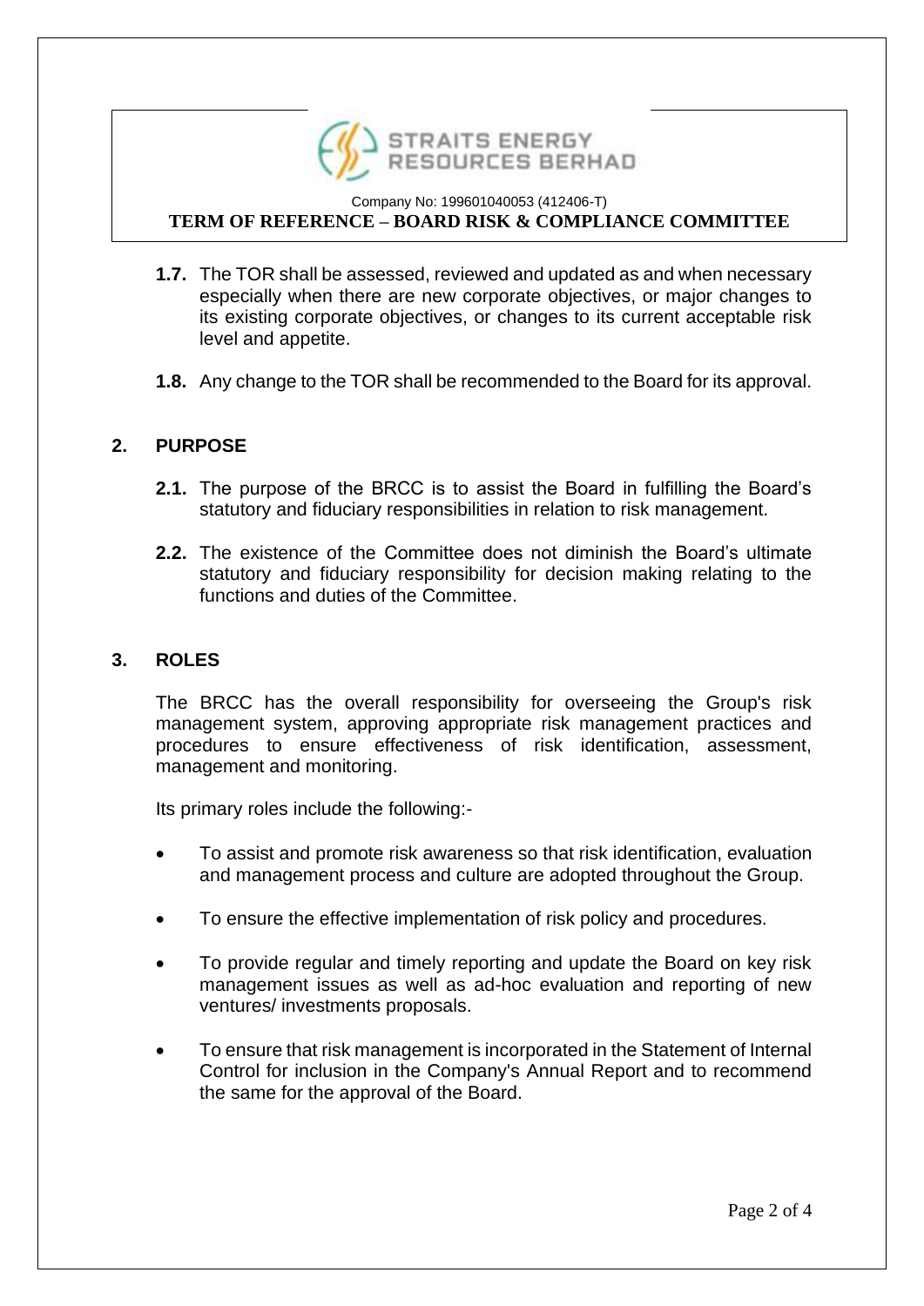**1.7.** The TOR shall be assessed, reviewed and updated as and when necessary especially when there are new corporate objectives, or major changes to its existing corporate objectives, or changes to its current acceptable risk level and appetite.

**1.8.** Any change to the TOR shall be recommended to the Board for its approval.

## 2. PURPOSE

**2.1.** The purpose of the BRCC is to assist the Board in fulfilling the Board's statutory and fiduciary responsibilities in relation to risk management.

**2.2.** The existence of the Committee does not diminish the Board's ultimate statutory and fiduciary responsibility for decision making relating to the functions and duties of the Committee.

## 3. ROLES

The BRCC has the overall responsibility for overseeing the Group's risk management system, approving appropriate risk management practices and procedures to ensure effectiveness of risk identification, assessment, management and monitoring.

Its primary roles include the following:-

- To assist and promote risk awareness so that risk identification, evaluation and management process and culture are adopted throughout the Group.
- To ensure the effective implementation of risk policy and procedures.
- To provide regular and timely reporting and update the Board on key risk management issues as well as ad-hoc evaluation and reporting of new ventures/ investments proposals.
- To ensure that risk management is incorporated in the Statement of Internal Control for inclusion in the Company's Annual Report and to recommend the same for the approval of the Board.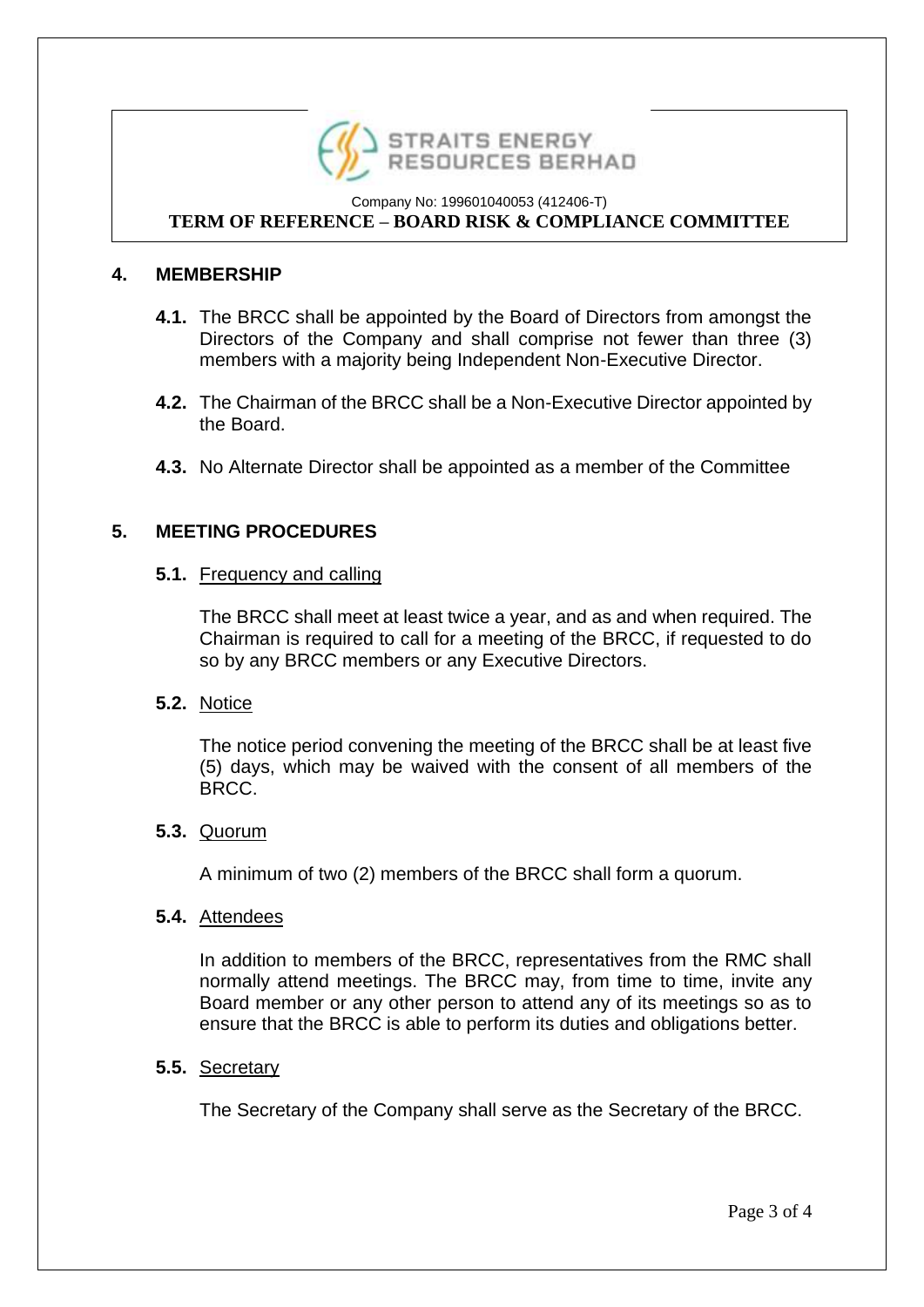## 4. MEMBERSHIP

**4.1.** The BRCC shall be appointed by the Board of Directors from amongst the Directors of the Company and shall comprise not fewer than three (3) members with a majority being Independent Non-Executive Director.

**4.2.** The Chairman of the BRCC shall be a Non-Executive Director appointed by the Board.

**4.3.** No Alternate Director shall be appointed as a member of the Committee

## 5. MEETING PROCEDURES

**5.1.** Frequency and calling

The BRCC shall meet at least twice a year, and as and when required. The Chairman is required to call for a meeting of the BRCC, if requested to do so by any BRCC members or any Executive Directors.

**5.2.** Notice

The notice period convening the meeting of the BRCC shall be at least five (5) days, which may be waived with the consent of all members of the BRCC.

**5.3.** Quorum

A minimum of two (2) members of the BRCC shall form a quorum.

**5.4.** Attendees

In addition to members of the BRCC, representatives from the RMC shall normally attend meetings. The BRCC may, from time to time, invite any Board member or any other person to attend any of its meetings so as to ensure that the BRCC is able to perform its duties and obligations better.

**5.5.** Secretary

The Secretary of the Company shall serve as the Secretary of the BRCC.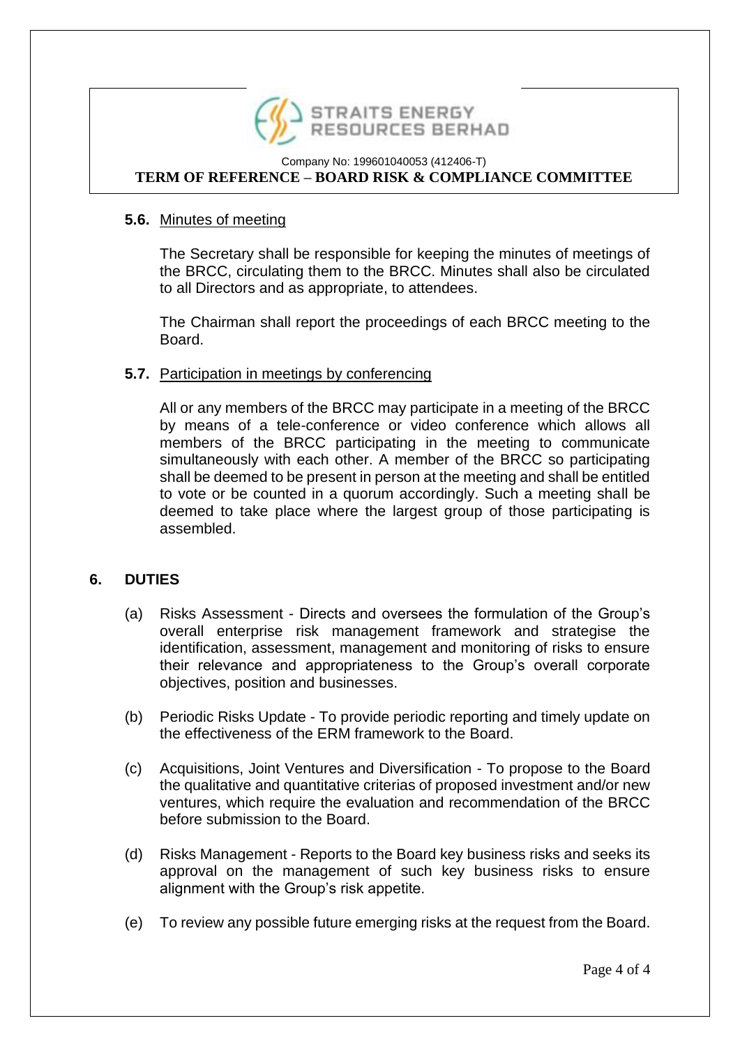### 5.6. Minutes of meeting

The Secretary shall be responsible for keeping the minutes of meetings of the BRCC, circulating them to the BRCC. Minutes shall also be circulated to all Directors and as appropriate, to attendees.

The Chairman shall report the proceedings of each BRCC meeting to the Board.

### 5.7. Participation in meetings by conferencing

All or any members of the BRCC may participate in a meeting of the BRCC by means of a tele-conference or video conference which allows all members of the BRCC participating in the meeting to communicate simultaneously with each other. A member of the BRCC so participating shall be deemed to be present in person at the meeting and shall be entitled to vote or be counted in a quorum accordingly. Such a meeting shall be deemed to take place where the largest group of those participating is assembled.

## 6. DUTIES

(a) Risks Assessment - Directs and oversees the formulation of the Group's overall enterprise risk management framework and strategise the identification, assessment, management and monitoring of risks to ensure their relevance and appropriateness to the Group's overall corporate objectives, position and businesses.

(b) Periodic Risks Update - To provide periodic reporting and timely update on the effectiveness of the ERM framework to the Board.

(c) Acquisitions, Joint Ventures and Diversification - To propose to the Board the qualitative and quantitative criterias of proposed investment and/or new ventures, which require the evaluation and recommendation of the BRCC before submission to the Board.

(d) Risks Management - Reports to the Board key business risks and seeks its approval on the management of such key business risks to ensure alignment with the Group's risk appetite.

(e) To review any possible future emerging risks at the request from the Board.